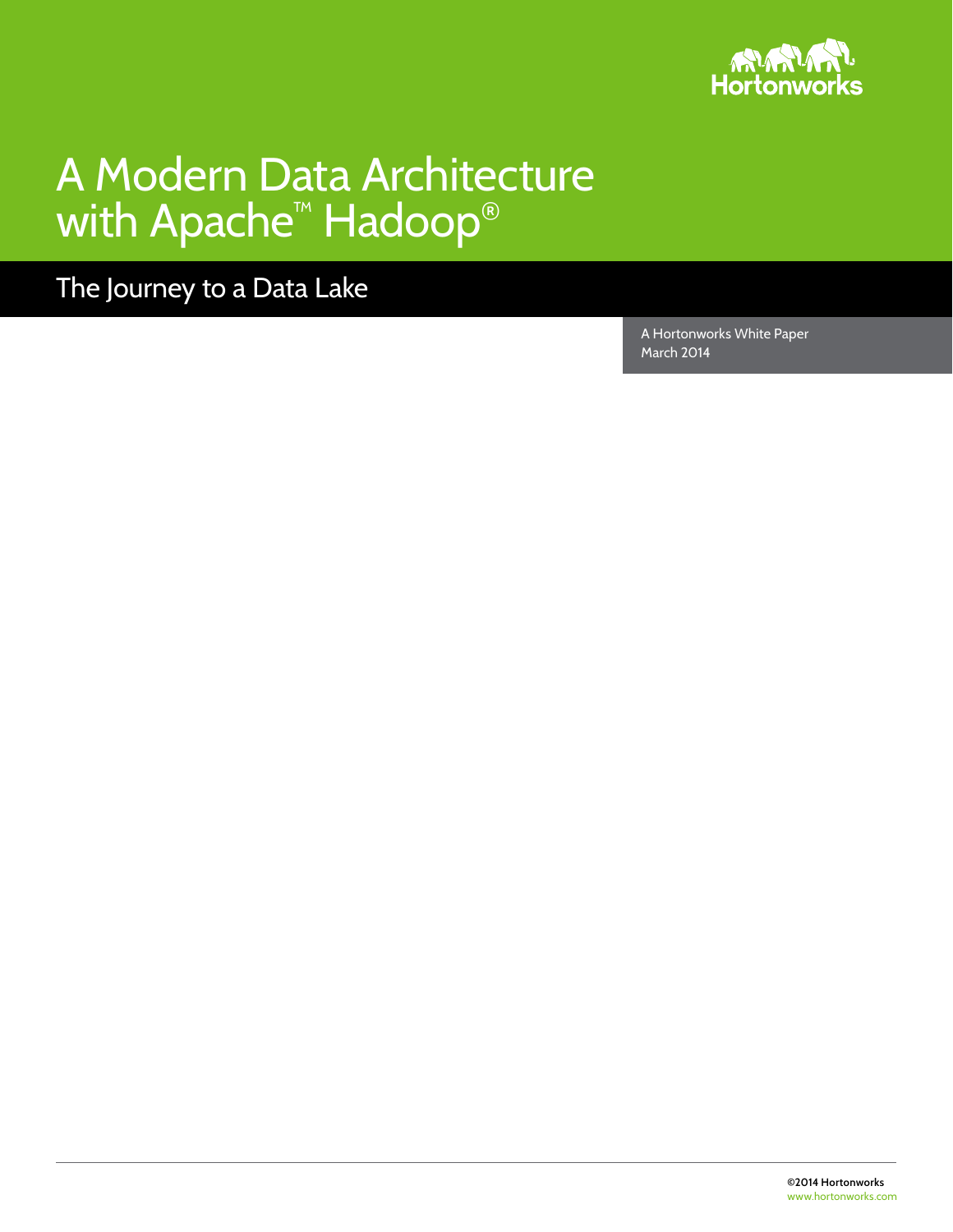Hortonworks

# A Modern Data Architecture with Apache™ Hadoop®

## The Journey to a Data Lake

A Hortonworks White Paper
March 2014

©2014 Hortonworks
www.hortonworks.com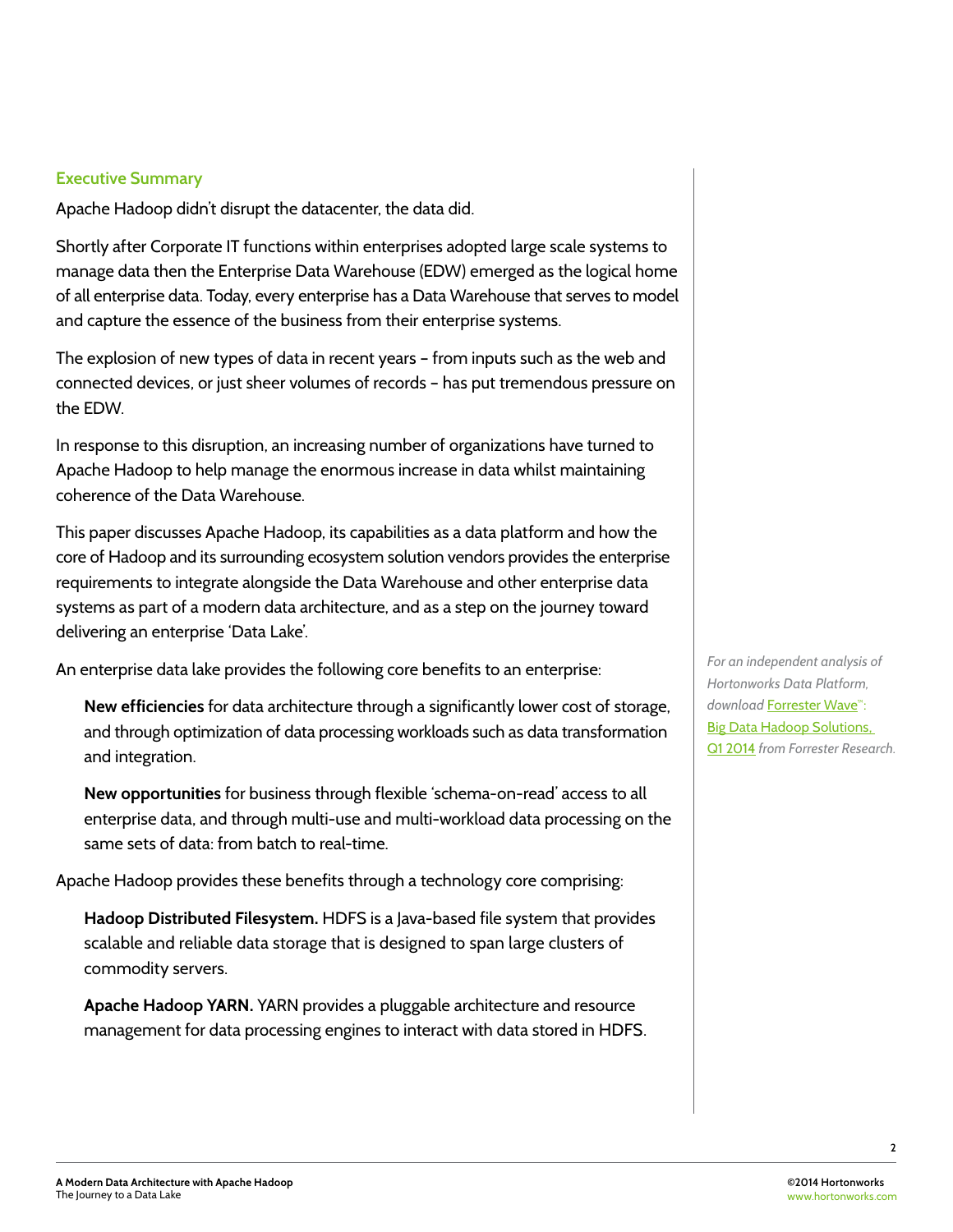## Executive Summary

Apache Hadoop didn't disrupt the datacenter, the data did.

Shortly after Corporate IT functions within enterprises adopted large scale systems to manage data then the Enterprise Data Warehouse (EDW) emerged as the logical home of all enterprise data. Today, every enterprise has a Data Warehouse that serves to model and capture the essence of the business from their enterprise systems.

The explosion of new types of data in recent years – from inputs such as the web and connected devices, or just sheer volumes of records – has put tremendous pressure on the EDW.

In response to this disruption, an increasing number of organizations have turned to Apache Hadoop to help manage the enormous increase in data whilst maintaining coherence of the Data Warehouse.

This paper discusses Apache Hadoop, its capabilities as a data platform and how the core of Hadoop and its surrounding ecosystem solution vendors provides the enterprise requirements to integrate alongside the Data Warehouse and other enterprise data systems as part of a modern data architecture, and as a step on the journey toward delivering an enterprise 'Data Lake'.

An enterprise data lake provides the following core benefits to an enterprise:

**New efficiencies** for data architecture through a significantly lower cost of storage, and through optimization of data processing workloads such as data transformation and integration.

**New opportunities** for business through flexible 'schema-on-read' access to all enterprise data, and through multi-use and multi-workload data processing on the same sets of data: from batch to real-time.

Apache Hadoop provides these benefits through a technology core comprising:

**Hadoop Distributed Filesystem.** HDFS is a Java-based file system that provides scalable and reliable data storage that is designed to span large clusters of commodity servers.

**Apache Hadoop YARN.** YARN provides a pluggable architecture and resource management for data processing engines to interact with data stored in HDFS.

*For an independent analysis of Hortonworks Data Platform, download* Forrester Wave™: Big Data Hadoop Solutions, Q1 2014 *from Forrester Research.*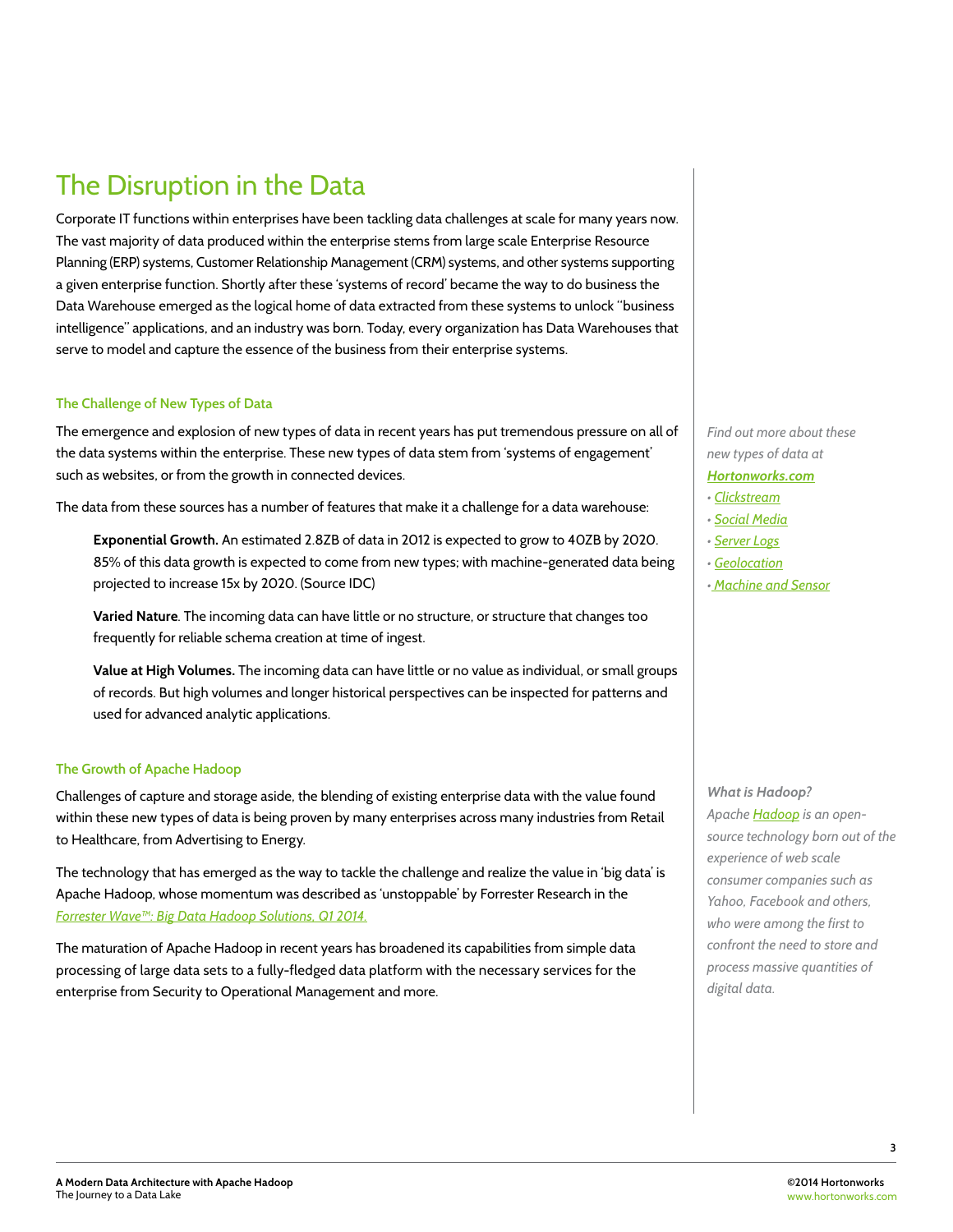# The Disruption in the Data

Corporate IT functions within enterprises have been tackling data challenges at scale for many years now. The vast majority of data produced within the enterprise stems from large scale Enterprise Resource Planning (ERP) systems, Customer Relationship Management (CRM) systems, and other systems supporting a given enterprise function. Shortly after these 'systems of record' became the way to do business the Data Warehouse emerged as the logical home of data extracted from these systems to unlock "business intelligence" applications, and an industry was born. Today, every organization has Data Warehouses that serve to model and capture the essence of the business from their enterprise systems.

### The Challenge of New Types of Data

The emergence and explosion of new types of data in recent years has put tremendous pressure on all of the data systems within the enterprise. These new types of data stem from 'systems of engagement' such as websites, or from the growth in connected devices.

The data from these sources has a number of features that make it a challenge for a data warehouse:

**Exponential Growth.** An estimated 2.8ZB of data in 2012 is expected to grow to 40ZB by 2020. 85% of this data growth is expected to come from new types; with machine-generated data being projected to increase 15x by 2020. (Source IDC)

**Varied Nature**. The incoming data can have little or no structure, or structure that changes too frequently for reliable schema creation at time of ingest.

**Value at High Volumes.** The incoming data can have little or no value as individual, or small groups of records. But high volumes and longer historical perspectives can be inspected for patterns and used for advanced analytic applications.

*Find out more about these new types of data at* ***Hortonworks.com***

- *Clickstream*
- *Social Media*
- *Server Logs*
- *Geolocation*
- *Machine and Sensor*

### The Growth of Apache Hadoop

Challenges of capture and storage aside, the blending of existing enterprise data with the value found within these new types of data is being proven by many enterprises across many industries from Retail to Healthcare, from Advertising to Energy.

The technology that has emerged as the way to tackle the challenge and realize the value in 'big data' is Apache Hadoop, whose momentum was described as 'unstoppable' by Forrester Research in the *Forrester Wave™: Big Data Hadoop Solutions, Q1 2014.*

The maturation of Apache Hadoop in recent years has broadened its capabilities from simple data processing of large data sets to a fully-fledged data platform with the necessary services for the enterprise from Security to Operational Management and more.

***What is Hadoop?***

*Apache Hadoop is an open-source technology born out of the experience of web scale consumer companies such as Yahoo, Facebook and others, who were among the first to confront the need to store and process massive quantities of digital data.*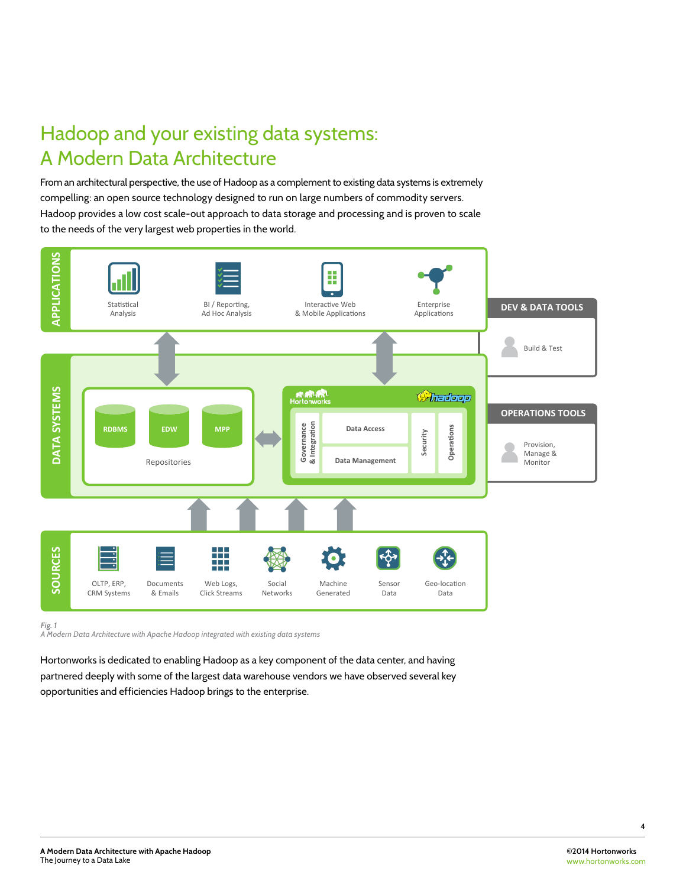# Hadoop and your existing data systems: A Modern Data Architecture

From an architectural perspective, the use of Hadoop as a complement to existing data systems is extremely compelling: an open source technology designed to run on large numbers of commodity servers. Hadoop provides a low cost scale-out approach to data storage and processing and is proven to scale to the needs of the very largest web properties in the world.

*Fig. 1*
*A Modern Data Architecture with Apache Hadoop integrated with existing data systems*

Hortonworks is dedicated to enabling Hadoop as a key component of the data center, and having partnered deeply with some of the largest data warehouse vendors we have observed several key opportunities and efficiencies Hadoop brings to the enterprise.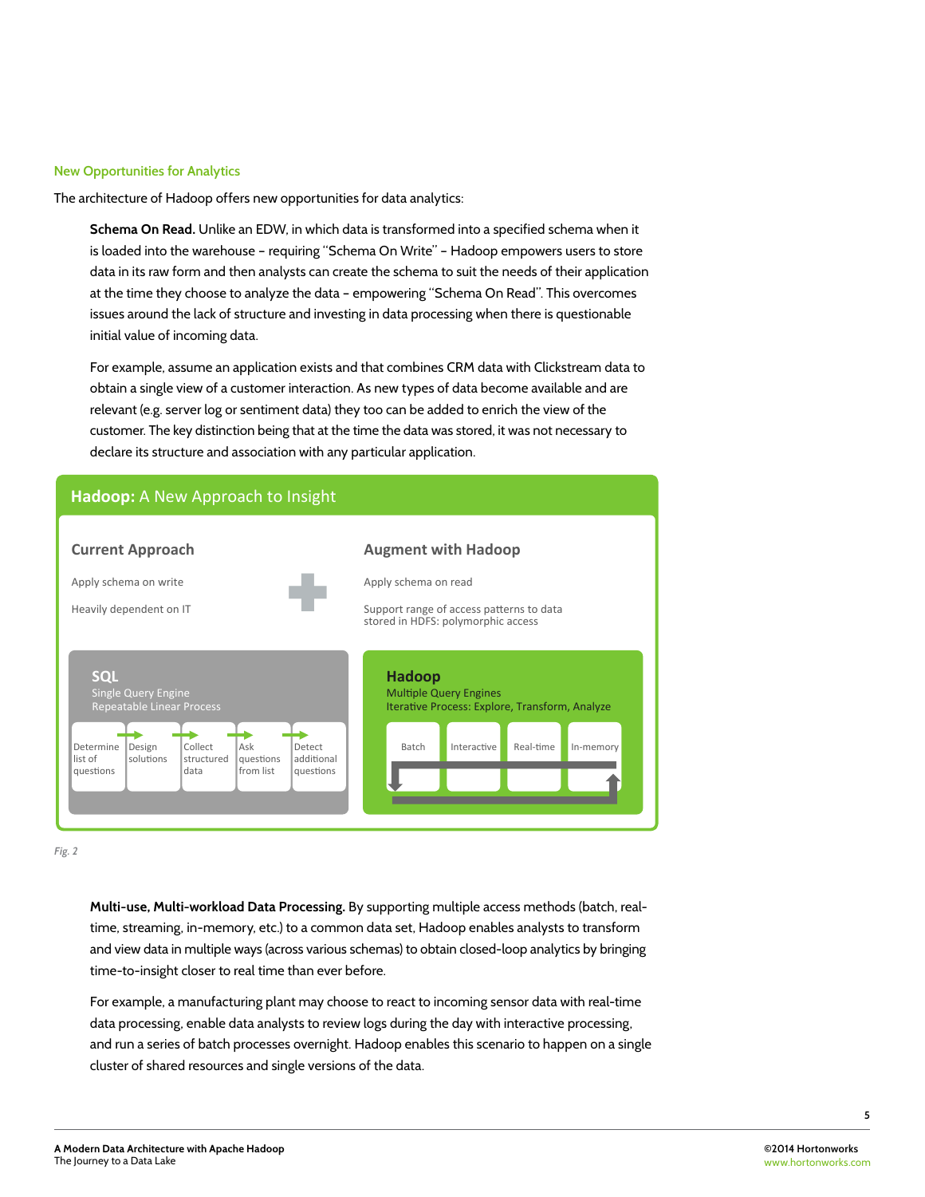## New Opportunities for Analytics

The architecture of Hadoop offers new opportunities for data analytics:

**Schema On Read.** Unlike an EDW, in which data is transformed into a specified schema when it is loaded into the warehouse – requiring "Schema On Write" – Hadoop empowers users to store data in its raw form and then analysts can create the schema to suit the needs of their application at the time they choose to analyze the data – empowering "Schema On Read". This overcomes issues around the lack of structure and investing in data processing when there is questionable initial value of incoming data.

For example, assume an application exists and that combines CRM data with Clickstream data to obtain a single view of a customer interaction. As new types of data become available and are relevant (e.g. server log or sentiment data) they too can be added to enrich the view of the customer. The key distinction being that at the time the data was stored, it was not necessary to declare its structure and association with any particular application.

**Hadoop:** A New Approach to Insight

**Current Approach**

Apply schema on write

Heavily dependent on IT

**Augment with Hadoop**

Apply schema on read

Support range of access patterns to data stored in HDFS: polymorphic access

**SQL**
Single Query Engine
Repeatable Linear Process

Determine list of questions → Design solutions → Collect structured data → Ask questions from list → Detect additional questions

**Hadoop**
Multiple Query Engines
Iterative Process: Explore, Transform, Analyze

Batch | Interactive | Real-time | In-memory

*Fig. 2*

**Multi-use, Multi-workload Data Processing.** By supporting multiple access methods (batch, real-time, streaming, in-memory, etc.) to a common data set, Hadoop enables analysts to transform and view data in multiple ways (across various schemas) to obtain closed-loop analytics by bringing time-to-insight closer to real time than ever before.

For example, a manufacturing plant may choose to react to incoming sensor data with real-time data processing, enable data analysts to review logs during the day with interactive processing, and run a series of batch processes overnight. Hadoop enables this scenario to happen on a single cluster of shared resources and single versions of the data.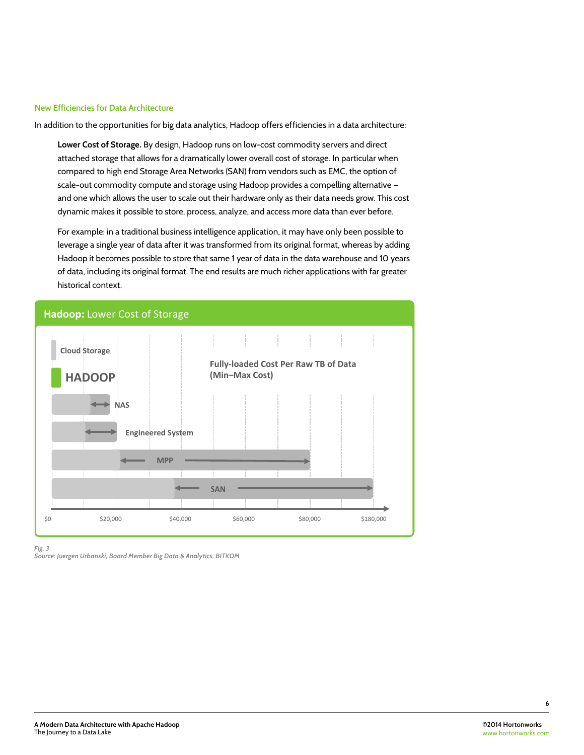### New Efficiencies for Data Architecture

In addition to the opportunities for big data analytics, Hadoop offers efficiencies in a data architecture:

**Lower Cost of Storage.** By design, Hadoop runs on low-cost commodity servers and direct attached storage that allows for a dramatically lower overall cost of storage. In particular when compared to high end Storage Area Networks (SAN) from vendors such as EMC, the option of scale-out commodity compute and storage using Hadoop provides a compelling alternative – and one which allows the user to scale out their hardware only as their data needs grow. This cost dynamic makes it possible to store, process, analyze, and access more data than ever before.

For example: in a traditional business intelligence application, it may have only been possible to leverage a single year of data after it was transformed from its original format, whereas by adding Hadoop it becomes possible to store that same 1 year of data in the data warehouse and 10 years of data, including its original format. The end results are much richer applications with far greater historical context.

**Hadoop:** Lower Cost of Storage

Cloud Storage

HADOOP

NAS

Engineered System

MPP

SAN

Fully-loaded Cost Per Raw TB of Data (Min–Max Cost)

$0 $20,000 $40,000 $60,000 $80,000 $180,000

*Fig. 3*
*Source: Juergen Urbanski, Board Member Big Data & Analytics, BITKOM*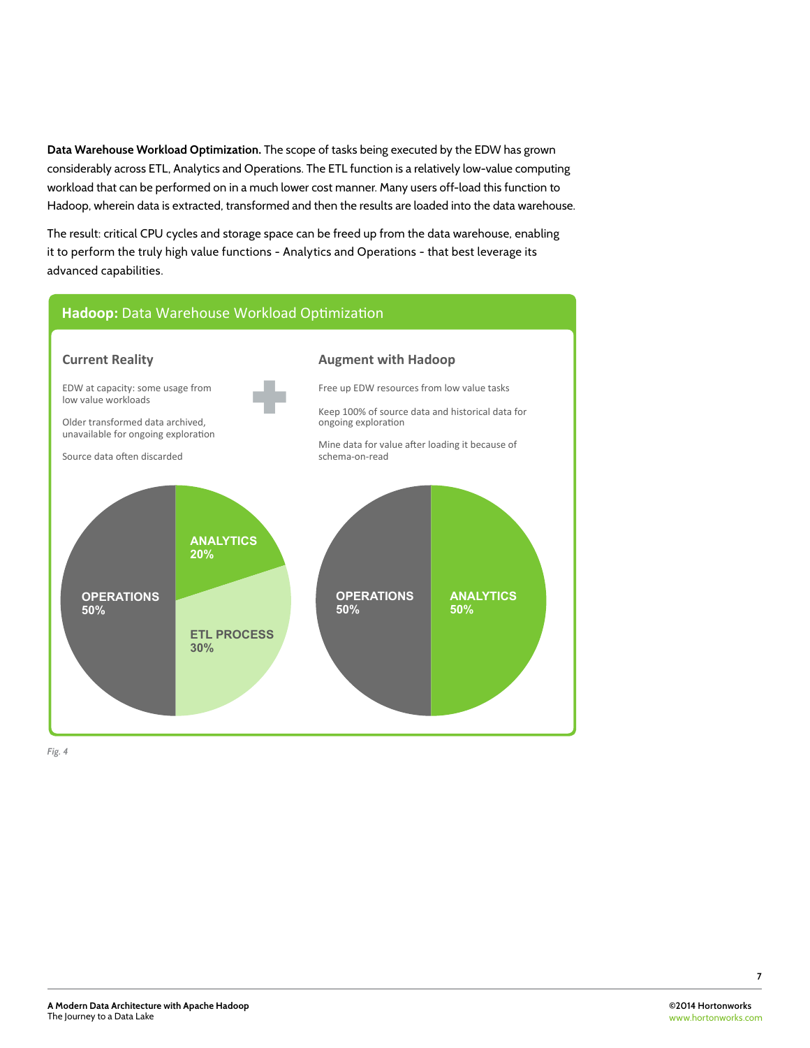**Data Warehouse Workload Optimization.** The scope of tasks being executed by the EDW has grown considerably across ETL, Analytics and Operations. The ETL function is a relatively low-value computing workload that can be performed on in a much lower cost manner. Many users off-load this function to Hadoop, wherein data is extracted, transformed and then the results are loaded into the data warehouse.

The result: critical CPU cycles and storage space can be freed up from the data warehouse, enabling it to perform the truly high value functions - Analytics and Operations - that best leverage its advanced capabilities.

**Hadoop:** Data Warehouse Workload Optimization

**Current Reality**

EDW at capacity: some usage from low value workloads

Older transformed data archived, unavailable for ongoing exploration

Source data often discarded

**Augment with Hadoop**

Free up EDW resources from low value tasks

Keep 100% of source data and historical data for ongoing exploration

Mine data for value after loading it because of schema-on-read

| Current Reality | |
|---|---|
| OPERATIONS | 50% |
| ANALYTICS | 20% |
| ETL PROCESS | 30% |

| Augment with Hadoop | |
|---|---|
| OPERATIONS | 50% |
| ANALYTICS | 50% |

*Fig. 4*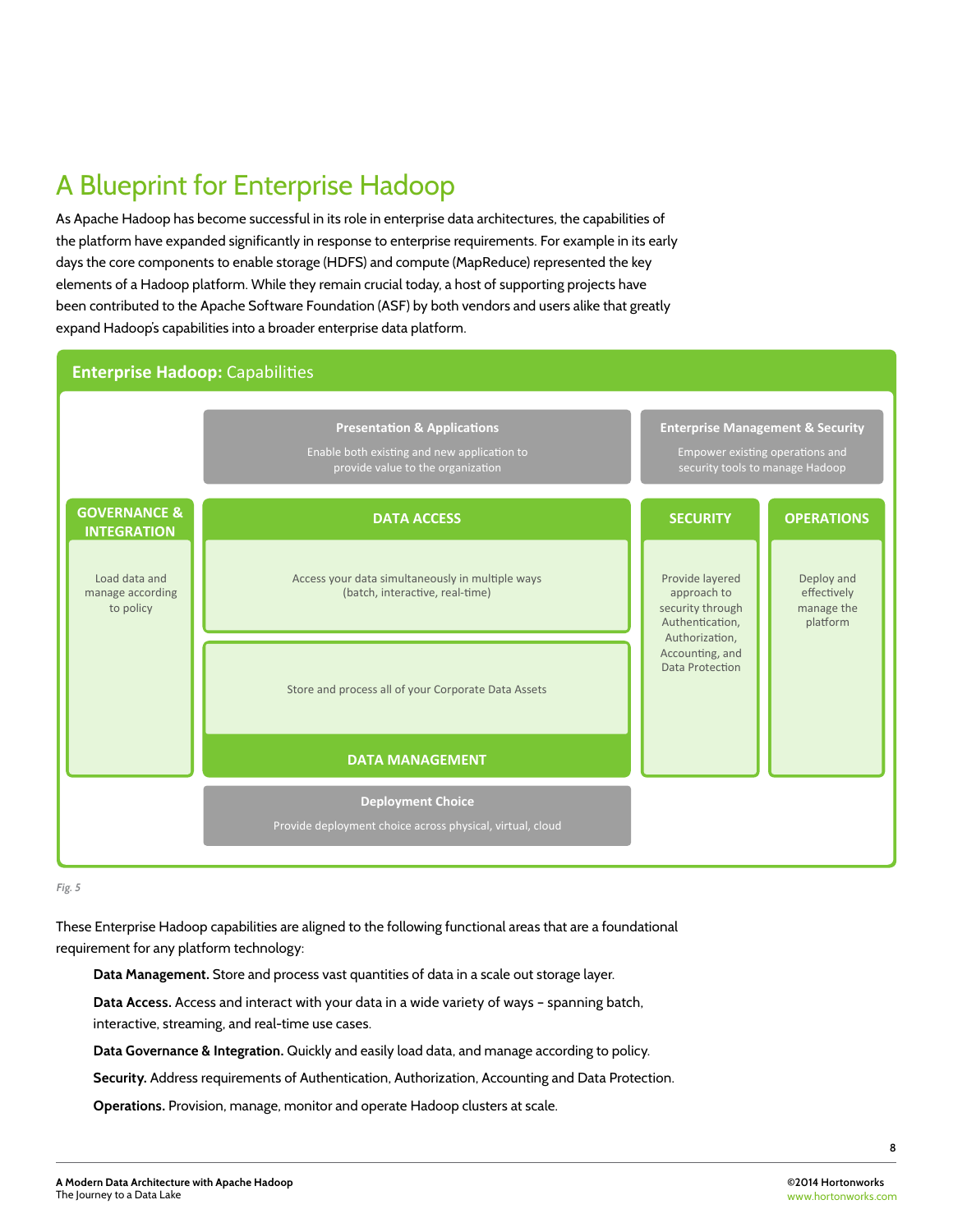# A Blueprint for Enterprise Hadoop

As Apache Hadoop has become successful in its role in enterprise data architectures, the capabilities of the platform have expanded significantly in response to enterprise requirements. For example in its early days the core components to enable storage (HDFS) and compute (MapReduce) represented the key elements of a Hadoop platform. While they remain crucial today, a host of supporting projects have been contributed to the Apache Software Foundation (ASF) by both vendors and users alike that greatly expand Hadoop's capabilities into a broader enterprise data platform.

**Enterprise Hadoop:** Capabilities

**Presentation & Applications**
Enable both existing and new application to provide value to the organization

**Enterprise Management & Security**
Empower existing operations and security tools to manage Hadoop

**GOVERNANCE & INTEGRATION**
Load data and manage according to policy

**DATA ACCESS**
Access your data simultaneously in multiple ways (batch, interactive, real-time)

**DATA MANAGEMENT**
Store and process all of your Corporate Data Assets

**SECURITY**
Provide layered approach to security through Authentication, Authorization, Accounting, and Data Protection

**OPERATIONS**
Deploy and effectively manage the platform

**Deployment Choice**
Provide deployment choice across physical, virtual, cloud

*Fig. 5*

These Enterprise Hadoop capabilities are aligned to the following functional areas that are a foundational requirement for any platform technology:

**Data Management.** Store and process vast quantities of data in a scale out storage layer.

**Data Access.** Access and interact with your data in a wide variety of ways – spanning batch, interactive, streaming, and real-time use cases.

**Data Governance & Integration.** Quickly and easily load data, and manage according to policy.

**Security.** Address requirements of Authentication, Authorization, Accounting and Data Protection.

**Operations.** Provision, manage, monitor and operate Hadoop clusters at scale.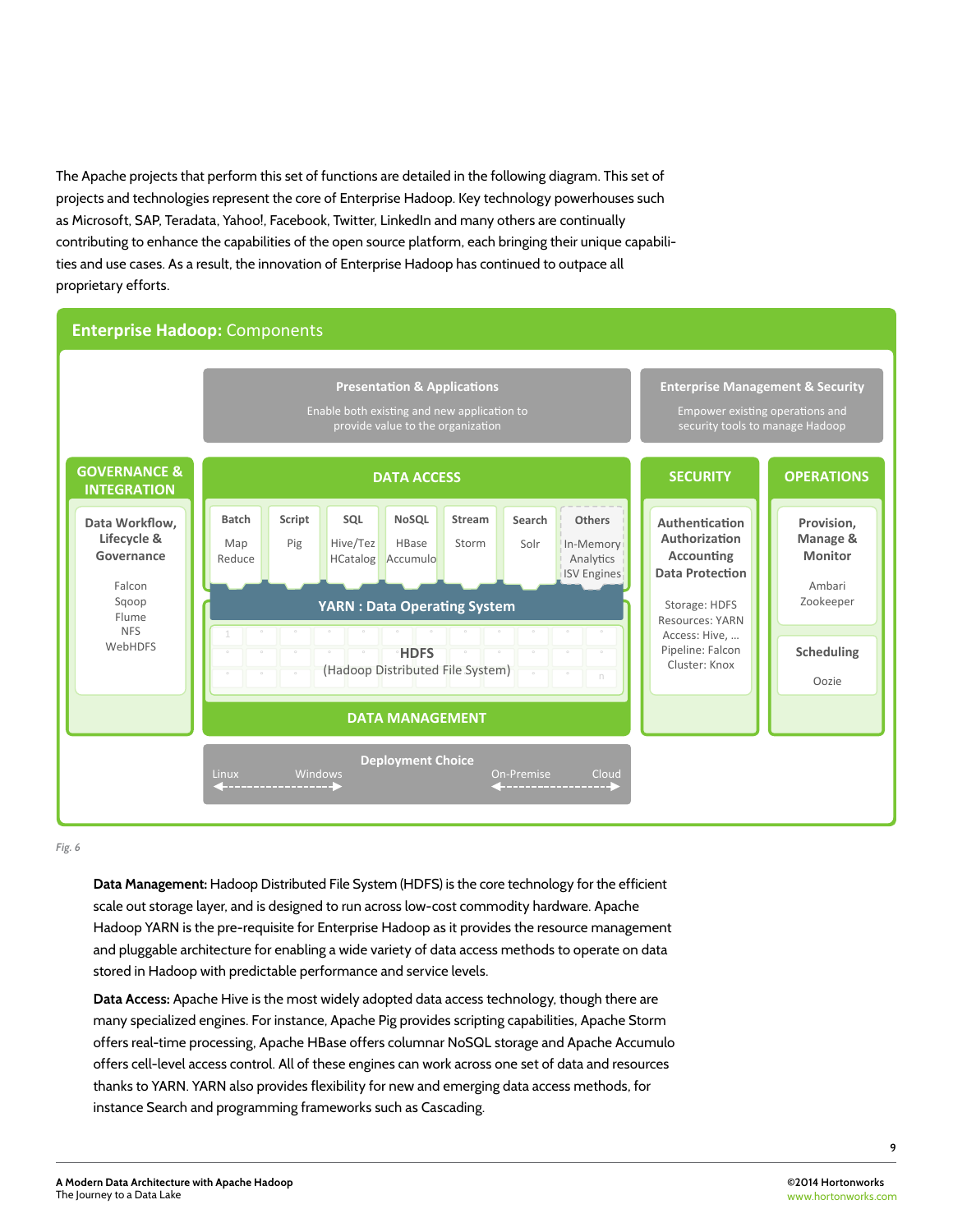The Apache projects that perform this set of functions are detailed in the following diagram. This set of projects and technologies represent the core of Enterprise Hadoop. Key technology powerhouses such as Microsoft, SAP, Teradata, Yahoo!, Facebook, Twitter, LinkedIn and many others are continually contributing to enhance the capabilities of the open source platform, each bringing their unique capabilities and use cases. As a result, the innovation of Enterprise Hadoop has continued to outpace all proprietary efforts.

**Enterprise Hadoop:** Components

**Presentation & Applications**
Enable both existing and new application to provide value to the organization

**Enterprise Management & Security**
Empower existing operations and security tools to manage Hadoop

**GOVERNANCE & INTEGRATION**
Data Workflow, Lifecycle & Governance
Falcon
Sqoop
Flume
NFS
WebHDFS

**DATA ACCESS**

| Batch | Script | SQL | NoSQL | Stream | Search | Others |
| --- | --- | --- | --- | --- | --- | --- |
| Map Reduce | Pig | Hive/Tez HCatalog | HBase Accumulo | Storm | Solr | In-Memory Analytics ISV Engines |

**YARN : Data Operating System**

**HDFS**
(Hadoop Distributed File System)

**DATA MANAGEMENT**

**SECURITY**
Authentication Authorization Accounting Data Protection
Storage: HDFS
Resources: YARN
Access: Hive, ...
Pipeline: Falcon
Cluster: Knox

**OPERATIONS**
Provision, Manage & Monitor
Ambari
Zookeeper

Scheduling
Oozie

**Deployment Choice**
Linux ↔ Windows
On-Premise ↔ Cloud

*Fig. 6*

**Data Management:** Hadoop Distributed File System (HDFS) is the core technology for the efficient scale out storage layer, and is designed to run across low-cost commodity hardware. Apache Hadoop YARN is the pre-requisite for Enterprise Hadoop as it provides the resource management and pluggable architecture for enabling a wide variety of data access methods to operate on data stored in Hadoop with predictable performance and service levels.

**Data Access:** Apache Hive is the most widely adopted data access technology, though there are many specialized engines. For instance, Apache Pig provides scripting capabilities, Apache Storm offers real-time processing, Apache HBase offers columnar NoSQL storage and Apache Accumulo offers cell-level access control. All of these engines can work across one set of data and resources thanks to YARN. YARN also provides flexibility for new and emerging data access methods, for instance Search and programming frameworks such as Cascading.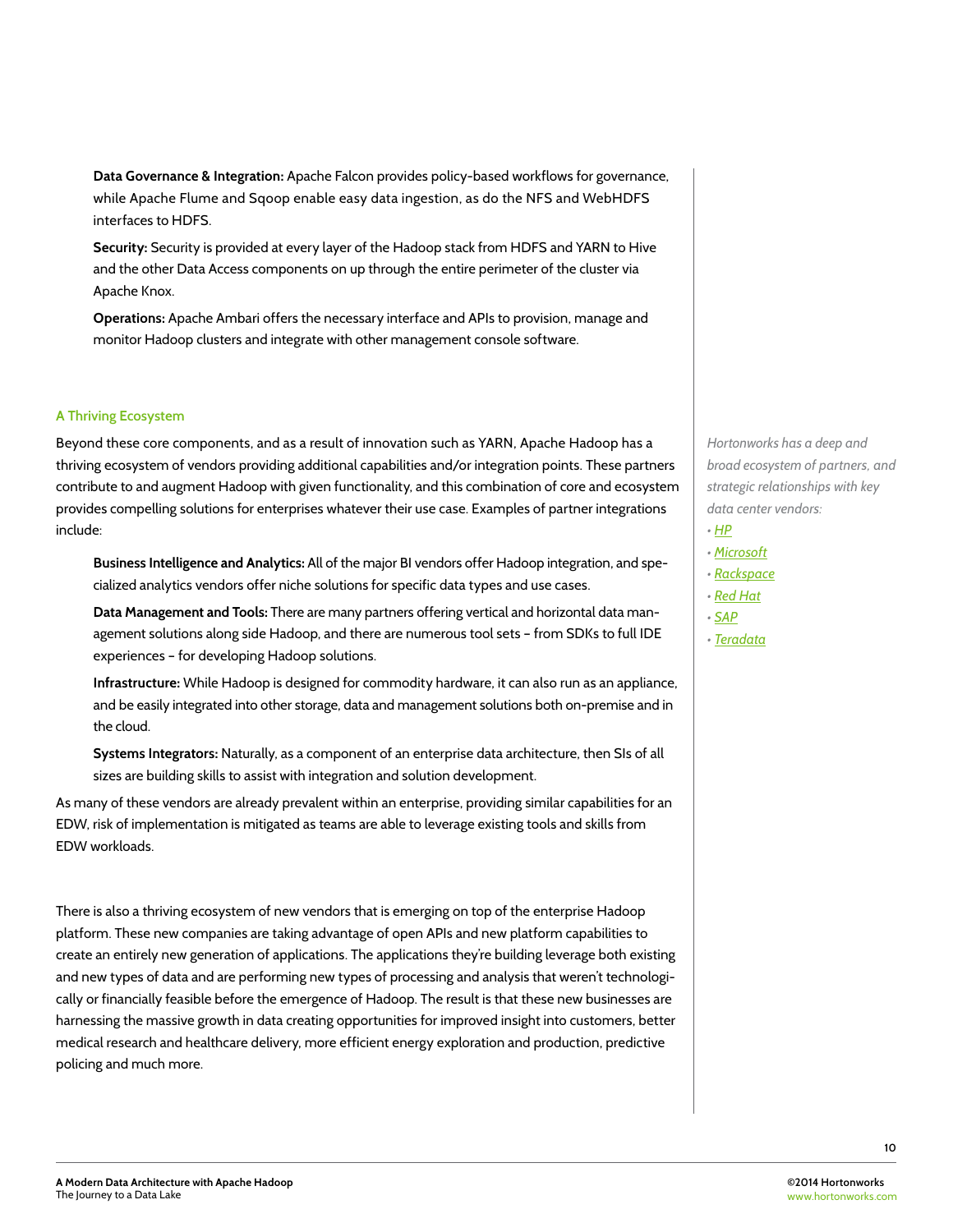**Data Governance & Integration:** Apache Falcon provides policy-based workflows for governance, while Apache Flume and Sqoop enable easy data ingestion, as do the NFS and WebHDFS interfaces to HDFS.

**Security:** Security is provided at every layer of the Hadoop stack from HDFS and YARN to Hive and the other Data Access components on up through the entire perimeter of the cluster via Apache Knox.

**Operations:** Apache Ambari offers the necessary interface and APIs to provision, manage and monitor Hadoop clusters and integrate with other management console software.

### A Thriving Ecosystem

Beyond these core components, and as a result of innovation such as YARN, Apache Hadoop has a thriving ecosystem of vendors providing additional capabilities and/or integration points. These partners contribute to and augment Hadoop with given functionality, and this combination of core and ecosystem provides compelling solutions for enterprises whatever their use case. Examples of partner integrations include:

**Business Intelligence and Analytics:** All of the major BI vendors offer Hadoop integration, and specialized analytics vendors offer niche solutions for specific data types and use cases.

**Data Management and Tools:** There are many partners offering vertical and horizontal data management solutions along side Hadoop, and there are numerous tool sets – from SDKs to full IDE experiences – for developing Hadoop solutions.

**Infrastructure:** While Hadoop is designed for commodity hardware, it can also run as an appliance, and be easily integrated into other storage, data and management solutions both on-premise and in the cloud.

**Systems Integrators:** Naturally, as a component of an enterprise data architecture, then SIs of all sizes are building skills to assist with integration and solution development.

As many of these vendors are already prevalent within an enterprise, providing similar capabilities for an EDW, risk of implementation is mitigated as teams are able to leverage existing tools and skills from EDW workloads.

There is also a thriving ecosystem of new vendors that is emerging on top of the enterprise Hadoop platform. These new companies are taking advantage of open APIs and new platform capabilities to create an entirely new generation of applications. The applications they're building leverage both existing and new types of data and are performing new types of processing and analysis that weren't technologically or financially feasible before the emergence of Hadoop. The result is that these new businesses are harnessing the massive growth in data creating opportunities for improved insight into customers, better medical research and healthcare delivery, more efficient energy exploration and production, predictive policing and much more.

*Hortonworks has a deep and broad ecosystem of partners, and strategic relationships with key data center vendors:*

- *HP*
- *Microsoft*
- *Rackspace*
- *Red Hat*
- *SAP*
- *Teradata*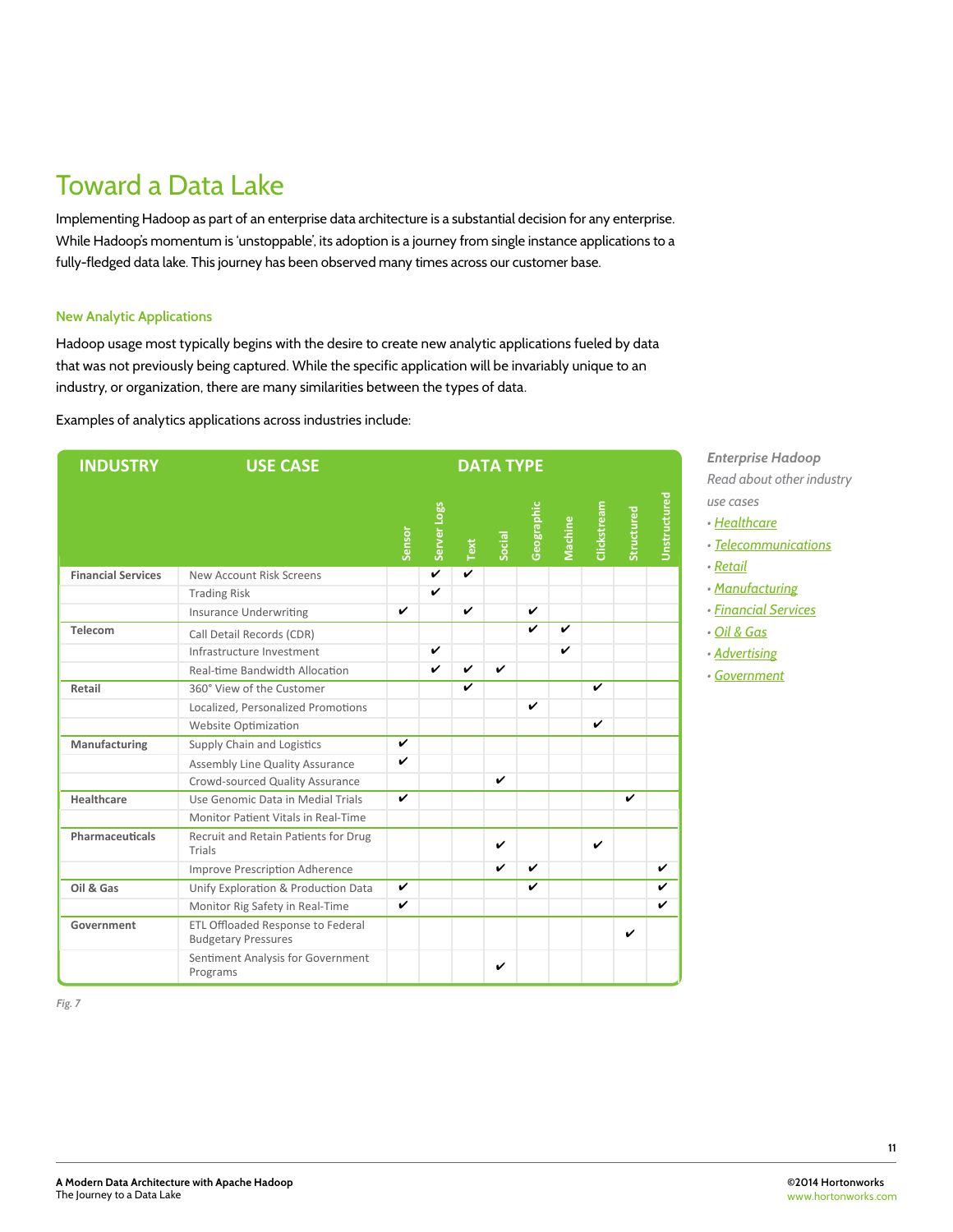# Toward a Data Lake

Implementing Hadoop as part of an enterprise data architecture is a substantial decision for any enterprise. While Hadoop's momentum is 'unstoppable', its adoption is a journey from single instance applications to a fully-fledged data lake. This journey has been observed many times across our customer base.

### New Analytic Applications

Hadoop usage most typically begins with the desire to create new analytic applications fueled by data that was not previously being captured. While the specific application will be invariably unique to an industry, or organization, there are many similarities between the types of data.

Examples of analytics applications across industries include:

| INDUSTRY | USE CASE | DATA TYPE | | | | | | | | |
|---|---|---|---|---|---|---|---|---|---|---|
| | | Sensor | Server Logs | Text | Social | Geographic | Machine | Clickstream | Structured | Unstructured |
| Financial Services | New Account Risk Screens | | ✔ | ✔ | | | | | | |
| | Trading Risk | | ✔ | | | | | | | |
| | Insurance Underwriting | ✔ | | ✔ | | ✔ | | | | |
| Telecom | Call Detail Records (CDR) | | | | | ✔ | ✔ | | | |
| | Infrastructure Investment | | ✔ | | | | ✔ | | | |
| | Real-time Bandwidth Allocation | | ✔ | ✔ | ✔ | | | | | |
| Retail | 360° View of the Customer | | | ✔ | | | | ✔ | | |
| | Localized, Personalized Promotions | | | | | ✔ | | | | |
| | Website Optimization | | | | | | | ✔ | | |
| Manufacturing | Supply Chain and Logistics | ✔ | | | | | | | | |
| | Assembly Line Quality Assurance | ✔ | | | | | | | | |
| | Crowd-sourced Quality Assurance | | | | ✔ | | | | | |
| Healthcare | Use Genomic Data in Medial Trials | ✔ | | | | | | | ✔ | |
| | Monitor Patient Vitals in Real-Time | | | | | | | | | |
| Pharmaceuticals | Recruit and Retain Patients for Drug Trials | | | | ✔ | | | ✔ | | |
| | Improve Prescription Adherence | | | | ✔ | ✔ | | | | ✔ |
| Oil & Gas | Unify Exploration & Production Data | ✔ | | | | ✔ | | | | ✔ |
| | Monitor Rig Safety in Real-Time | ✔ | | | | | | | | ✔ |
| Government | ETL Offloaded Response to Federal Budgetary Pressures | | | | | | | | ✔ | |
| | Sentiment Analysis for Government Programs | | | | ✔ | | | | | |

*Fig. 7*

*Enterprise Hadoop*
*Read about other industry use cases*
- *Healthcare*
- *Telecommunications*
- *Retail*
- *Manufacturing*
- *Financial Services*
- *Oil & Gas*
- *Advertising*
- *Government*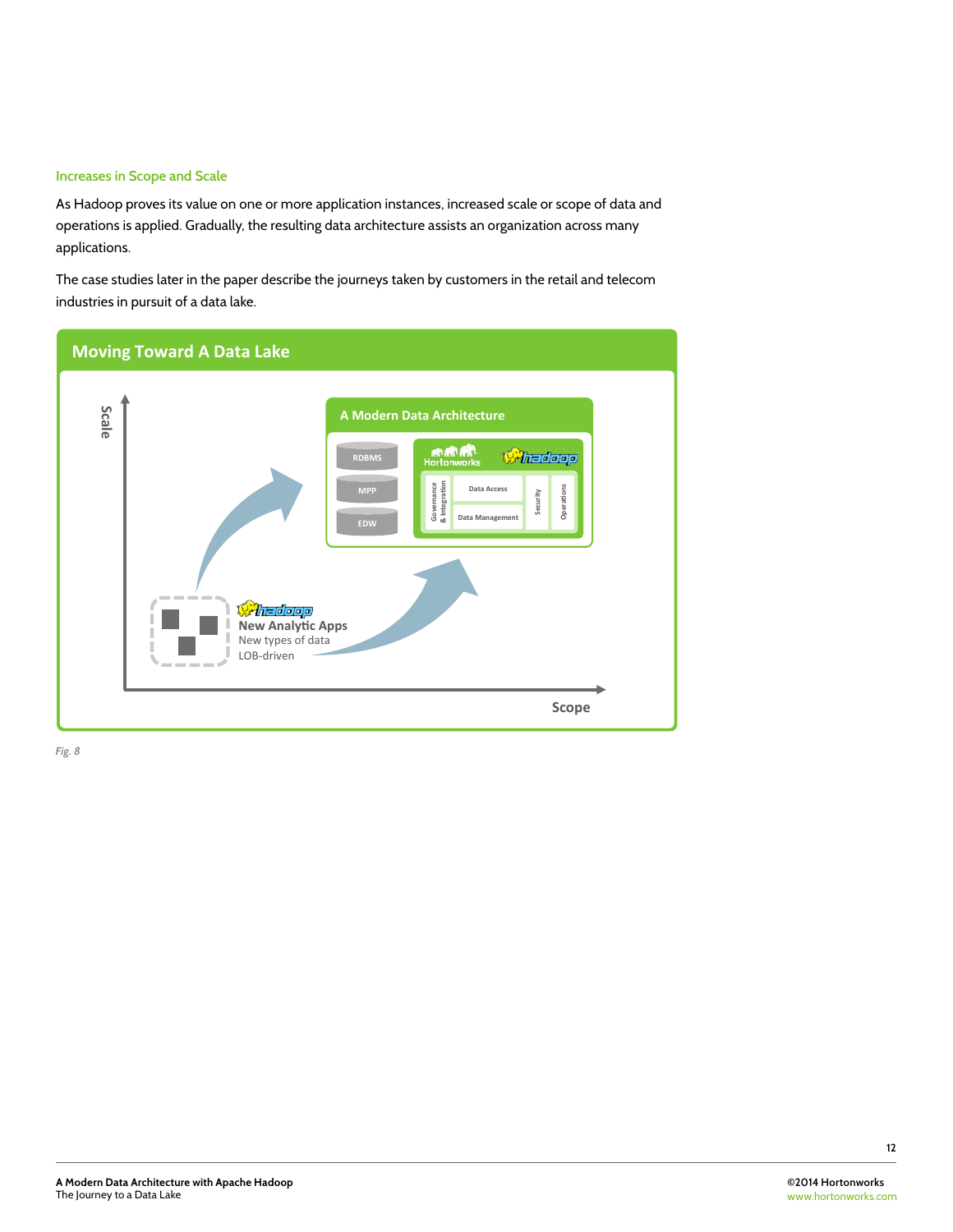### Increases in Scope and Scale

As Hadoop proves its value on one or more application instances, increased scale or scope of data and operations is applied. Gradually, the resulting data architecture assists an organization across many applications.

The case studies later in the paper describe the journeys taken by customers in the retail and telecom industries in pursuit of a data lake.

**Moving Toward A Data Lake**

Scale

A Modern Data Architecture

RDBMS

MPP

EDW

Hortonworks

hadoop

Governance & Integration

Data Access

Data Management

Security

Operations

hadoop

New Analytic Apps
New types of data
LOB-driven

Scope

*Fig. 8*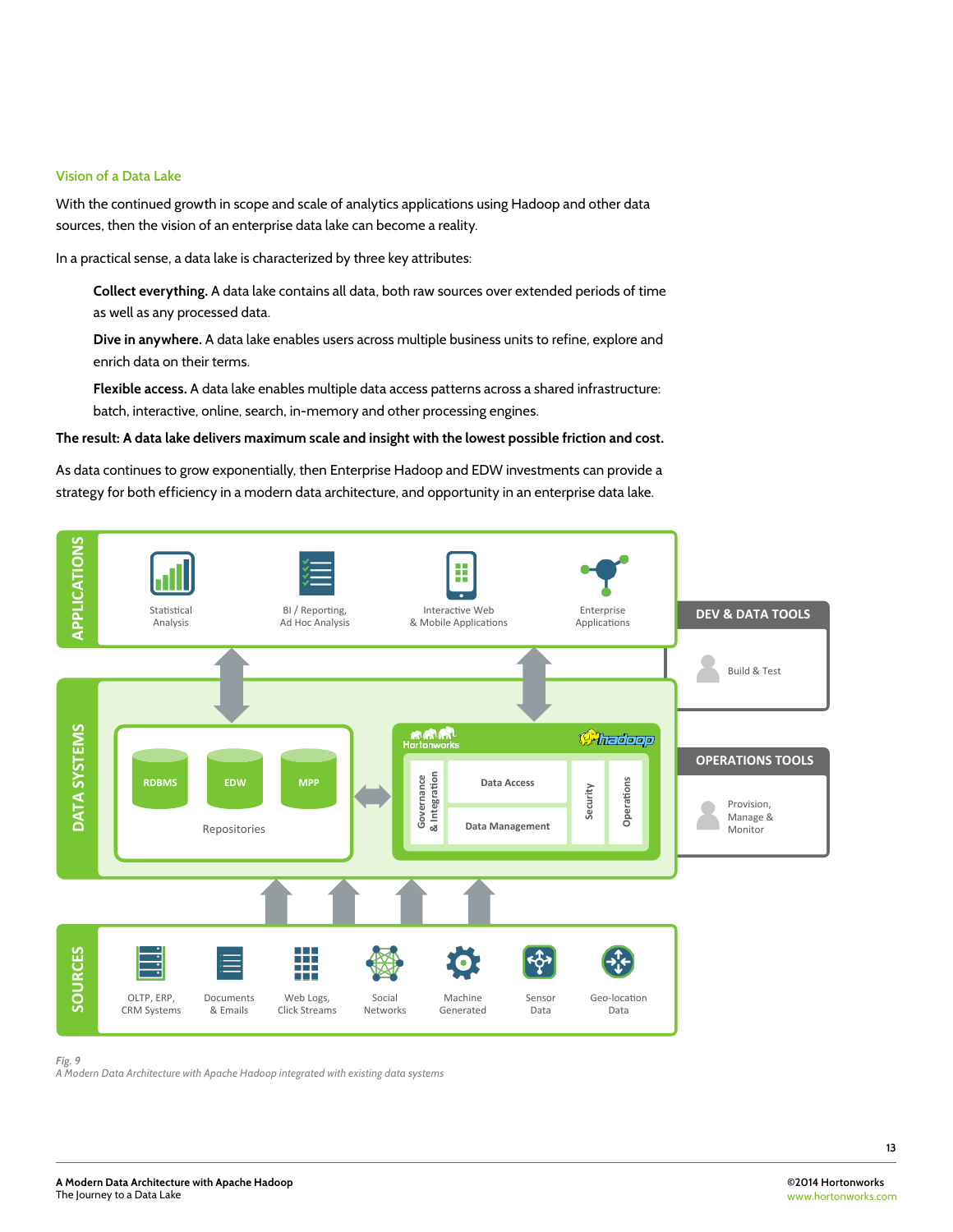## Vision of a Data Lake

With the continued growth in scope and scale of analytics applications using Hadoop and other data sources, then the vision of an enterprise data lake can become a reality.

In a practical sense, a data lake is characterized by three key attributes:

> **Collect everything.** A data lake contains all data, both raw sources over extended periods of time as well as any processed data.
>
> **Dive in anywhere.** A data lake enables users across multiple business units to refine, explore and enrich data on their terms.
>
> **Flexible access.** A data lake enables multiple data access patterns across a shared infrastructure: batch, interactive, online, search, in-memory and other processing engines.

**The result: A data lake delivers maximum scale and insight with the lowest possible friction and cost.**

As data continues to grow exponentially, then Enterprise Hadoop and EDW investments can provide a strategy for both efficiency in a modern data architecture, and opportunity in an enterprise data lake.

APPLICATIONS: Statistical Analysis; BI / Reporting, Ad Hoc Analysis; Interactive Web & Mobile Applications; Enterprise Applications

DATA SYSTEMS: Repositories (RDBMS, EDW, MPP); Hortonworks / Hadoop (Governance & Integration, Data Access, Data Management, Security, Operations)

SOURCES: OLTP, ERP, CRM Systems; Documents & Emails; Web Logs, Click Streams; Social Networks; Machine Generated; Sensor Data; Geo-location Data

DEV & DATA TOOLS: Build & Test

OPERATIONS TOOLS: Provision, Manage & Monitor

*Fig. 9*
*A Modern Data Architecture with Apache Hadoop integrated with existing data systems*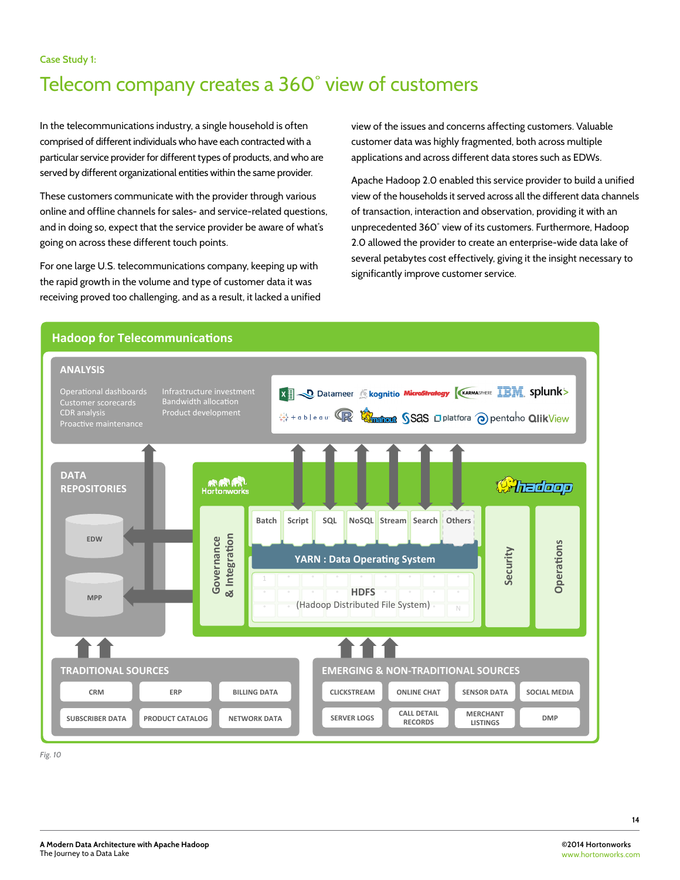Case Study 1:

# Telecom company creates a 360° view of customers

In the telecommunications industry, a single household is often comprised of different individuals who have each contracted with a particular service provider for different types of products, and who are served by different organizational entities within the same provider.

These customers communicate with the provider through various online and offline channels for sales- and service-related questions, and in doing so, expect that the service provider be aware of what's going on across these different touch points.

For one large U.S. telecommunications company, keeping up with the rapid growth in the volume and type of customer data it was receiving proved too challenging, and as a result, it lacked a unified view of the issues and concerns affecting customers. Valuable customer data was highly fragmented, both across multiple applications and across different data stores such as EDWs.

Apache Hadoop 2.0 enabled this service provider to build a unified view of the households it served across all the different data channels of transaction, interaction and observation, providing it with an unprecedented 360° view of its customers. Furthermore, Hadoop 2.0 allowed the provider to create an enterprise-wide data lake of several petabytes cost effectively, giving it the insight necessary to significantly improve customer service.

**Hadoop for Telecommunications**

**ANALYSIS**

- Operational dashboards
- Customer scorecards
- CDR analysis
- Proactive maintenance
- Infrastructure investment
- Bandwidth allocation
- Product development

Datameer, kognitio, MicroStrategy, Karmasphere, IBM, splunk>, tableau, R, mahout, sas, platfora, pentaho, QlikView

**DATA REPOSITORIES**

- EDW
- MPP

Hortonworks / hadoop

Governance & Integration | Batch | Script | SQL | NoSQL | Stream | Search | Others | YARN : Data Operating System | HDFS (Hadoop Distributed File System) | Security | Operations

**TRADITIONAL SOURCES**

- CRM
- ERP
- BILLING DATA
- SUBSCRIBER DATA
- PRODUCT CATALOG
- NETWORK DATA

**EMERGING & NON-TRADITIONAL SOURCES**

- CLICKSTREAM
- ONLINE CHAT
- SENSOR DATA
- SOCIAL MEDIA
- SERVER LOGS
- CALL DETAIL RECORDS
- MERCHANT LISTINGS
- DMP

*Fig. 10*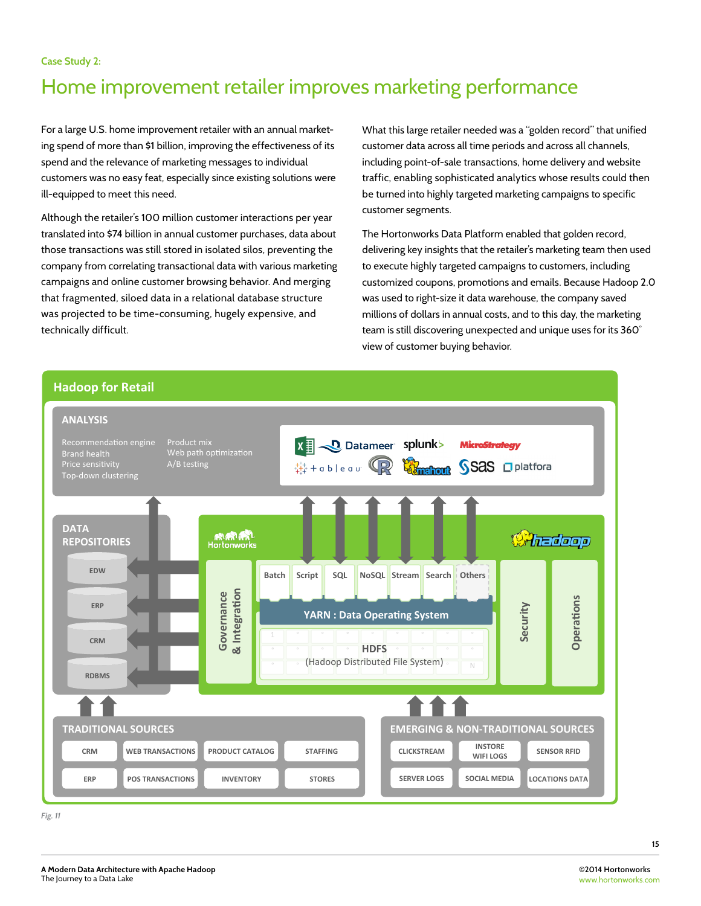Case Study 2:

# Home improvement retailer improves marketing performance

For a large U.S. home improvement retailer with an annual marketing spend of more than $1 billion, improving the effectiveness of its spend and the relevance of marketing messages to individual customers was no easy feat, especially since existing solutions were ill-equipped to meet this need.

Although the retailer's 100 million customer interactions per year translated into $74 billion in annual customer purchases, data about those transactions was still stored in isolated silos, preventing the company from correlating transactional data with various marketing campaigns and online customer browsing behavior. And merging that fragmented, siloed data in a relational database structure was projected to be time-consuming, hugely expensive, and technically difficult.

What this large retailer needed was a "golden record" that unified customer data across all time periods and across all channels, including point-of-sale transactions, home delivery and website traffic, enabling sophisticated analytics whose results could then be turned into highly targeted marketing campaigns to specific customer segments.

The Hortonworks Data Platform enabled that golden record, delivering key insights that the retailer's marketing team then used to execute highly targeted campaigns to customers, including customized coupons, promotions and emails. Because Hadoop 2.0 was used to right-size it data warehouse, the company saved millions of dollars in annual costs, and to this day, the marketing team is still discovering unexpected and unique uses for its 360° view of customer buying behavior.

**Hadoop for Retail**

**ANALYSIS**

- Recommendation engine
- Brand health
- Price sensitivity
- Top-down clustering
- Product mix
- Web path optimization
- A/B testing

Datameer, splunk>, MicroStrategy, tableau, R, mahout, sas, platfora

**DATA REPOSITORIES**: EDW, ERP, CRM, RDBMS

Hortonworks — hadoop

Governance & Integration | Batch | Script | SQL | NoSQL | Stream | Search | Others | YARN : Data Operating System | HDFS (Hadoop Distributed File System) | Security | Operations

**TRADITIONAL SOURCES**: CRM, WEB TRANSACTIONS, PRODUCT CATALOG, STAFFING, ERP, POS TRANSACTIONS, INVENTORY, STORES

**EMERGING & NON-TRADITIONAL SOURCES**: CLICKSTREAM, INSTORE WIFI LOGS, SENSOR RFID, SERVER LOGS, SOCIAL MEDIA, LOCATIONS DATA

*Fig. 11*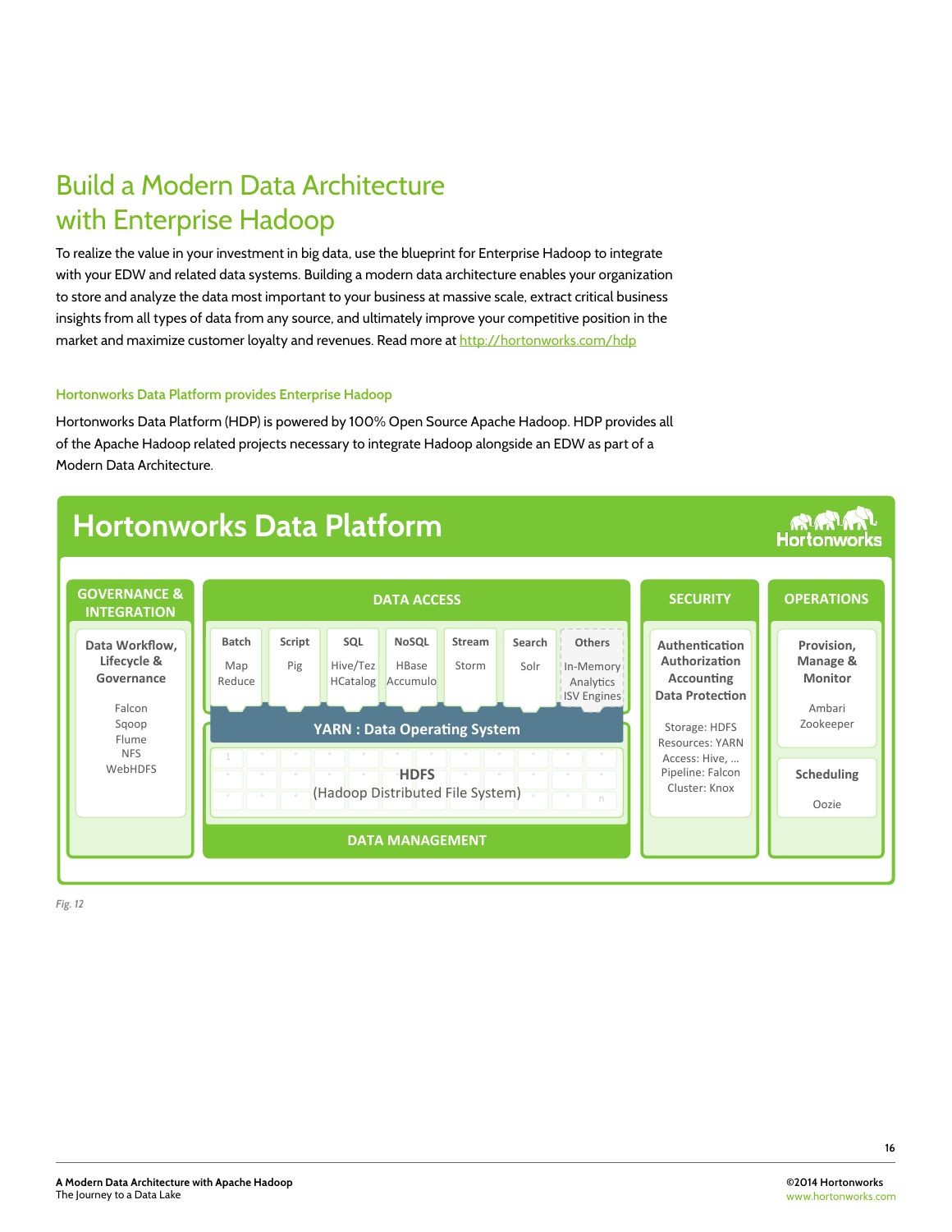# Build a Modern Data Architecture with Enterprise Hadoop

To realize the value in your investment in big data, use the blueprint for Enterprise Hadoop to integrate with your EDW and related data systems. Building a modern data architecture enables your organization to store and analyze the data most important to your business at massive scale, extract critical business insights from all types of data from any source, and ultimately improve your competitive position in the market and maximize customer loyalty and revenues. Read more at http://hortonworks.com/hdp

### Hortonworks Data Platform provides Enterprise Hadoop

Hortonworks Data Platform (HDP) is powered by 100% Open Source Apache Hadoop. HDP provides all of the Apache Hadoop related projects necessary to integrate Hadoop alongside an EDW as part of a Modern Data Architecture.

**Hortonworks Data Platform**

**GOVERNANCE & INTEGRATION**
- **Data Workflow, Lifecycle & Governance**: Falcon, Sqoop, Flume, NFS, WebHDFS

**DATA ACCESS**
- **Batch**: Map Reduce
- **Script**: Pig
- **SQL**: Hive/Tez, HCatalog
- **NoSQL**: HBase, Accumulo
- **Stream**: Storm
- **Search**: Solr
- **Others**: In-Memory, Analytics, ISV Engines

**YARN : Data Operating System**

**HDFS** (Hadoop Distributed File System)

**DATA MANAGEMENT**

**SECURITY**
- **Authentication, Authorization, Accounting, Data Protection**
- Storage: HDFS
- Resources: YARN
- Access: Hive, …
- Pipeline: Falcon
- Cluster: Knox

**OPERATIONS**
- **Provision, Manage & Monitor**: Ambari, Zookeeper
- **Scheduling**: Oozie

*Fig. 12*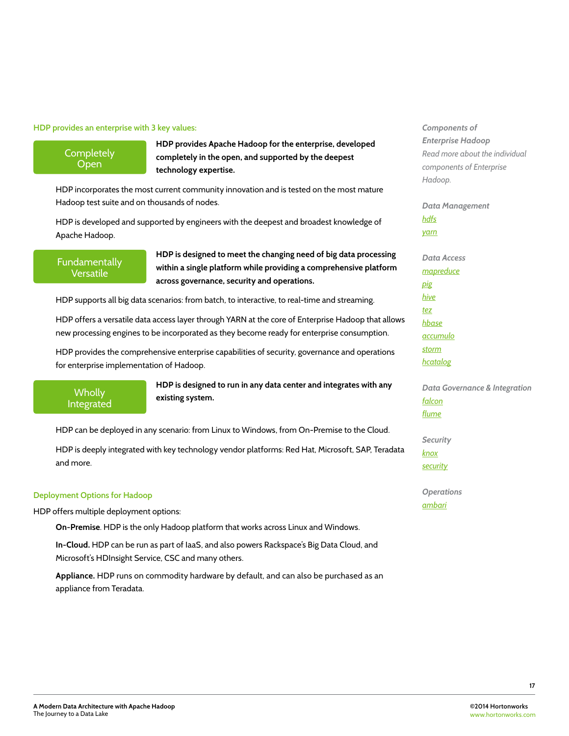## HDP provides an enterprise with 3 key values:

**Completely Open**

**HDP provides Apache Hadoop for the enterprise, developed completely in the open, and supported by the deepest technology expertise.**

HDP incorporates the most current community innovation and is tested on the most mature Hadoop test suite and on thousands of nodes.

HDP is developed and supported by engineers with the deepest and broadest knowledge of Apache Hadoop.

**Fundamentally Versatile**

**HDP is designed to meet the changing need of big data processing within a single platform while providing a comprehensive platform across governance, security and operations.**

HDP supports all big data scenarios: from batch, to interactive, to real-time and streaming.

HDP offers a versatile data access layer through YARN at the core of Enterprise Hadoop that allows new processing engines to be incorporated as they become ready for enterprise consumption.

HDP provides the comprehensive enterprise capabilities of security, governance and operations for enterprise implementation of Hadoop.

**Wholly Integrated**

**HDP is designed to run in any data center and integrates with any existing system.**

HDP can be deployed in any scenario: from Linux to Windows, from On-Premise to the Cloud.

HDP is deeply integrated with key technology vendor platforms: Red Hat, Microsoft, SAP, Teradata and more.

## Deployment Options for Hadoop

HDP offers multiple deployment options:

**On-Premise**. HDP is the only Hadoop platform that works across Linux and Windows.

**In-Cloud.** HDP can be run as part of IaaS, and also powers Rackspace's Big Data Cloud, and Microsoft's HDInsight Service, CSC and many others.

**Appliance.** HDP runs on commodity hardware by default, and can also be purchased as an appliance from Teradata.

*Components of Enterprise Hadoop*

*Read more about the individual components of Enterprise Hadoop.*

*Data Management*

*hdfs*
*yarn*

*Data Access*

*mapreduce*
*pig*
*hive*
*tez*
*hbase*
*accumulo*
*storm*
*hcatalog*

*Data Governance & Integration*

*falcon*
*flume*

*Security*

*knox*
*security*

*Operations*

*ambari*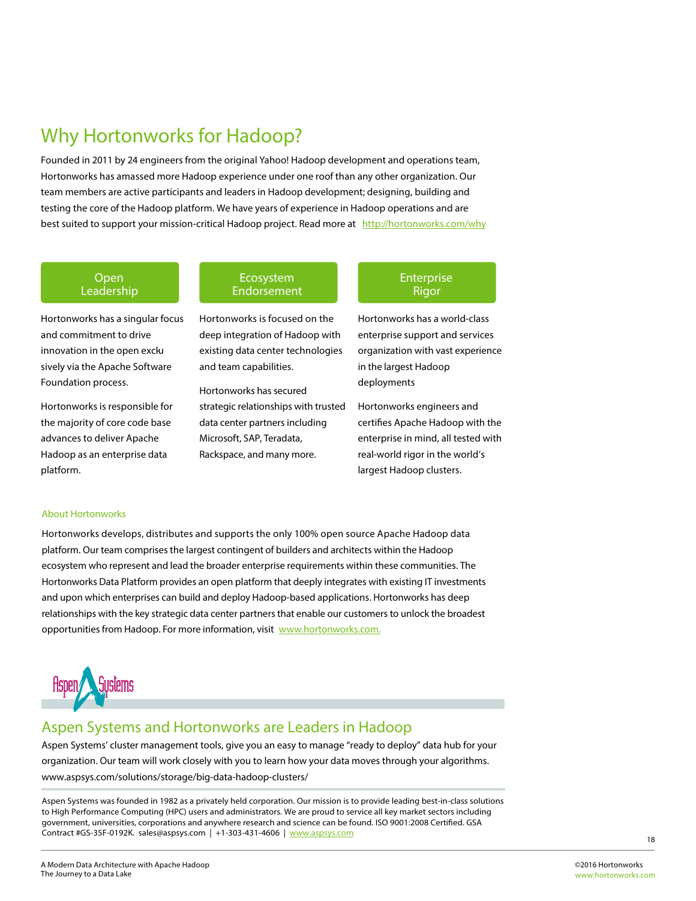# Why Hortonworks for Hadoop?

Founded in 2011 by 24 engineers from the original Yahoo! Hadoop development and operations team, Hortonworks has amassed more Hadoop experience under one roof than any other organization. Our team members are active participants and leaders in Hadoop development; designing, building and testing the core of the Hadoop platform. We have years of experience in Hadoop operations and are best suited to support your mission-critical Hadoop project. Read more at http://hortonworks.com/why

## Open Leadership

Hortonworks has a singular focus and commitment to drive innovation in the open exclu sively via the Apache Software Foundation process.

Hortonworks is responsible for the majority of core code base advances to deliver Apache Hadoop as an enterprise data platform.

## Ecosystem Endorsement

Hortonworks is focused on the deep integration of Hadoop with existing data center technologies and team capabilities.

Hortonworks has secured strategic relationships with trusted data center partners including Microsoft, SAP, Teradata, Rackspace, and many more.

## Enterprise Rigor

Hortonworks has a world-class enterprise support and services organization with vast experience in the largest Hadoop deployments

Hortonworks engineers and certifies Apache Hadoop with the enterprise in mind, all tested with real-world rigor in the world's largest Hadoop clusters.

### About Hortonworks

Hortonworks develops, distributes and supports the only 100% open source Apache Hadoop data platform. Our team comprises the largest contingent of builders and architects within the Hadoop ecosystem who represent and lead the broader enterprise requirements within these communities. The Hortonworks Data Platform provides an open platform that deeply integrates with existing IT investments and upon which enterprises can build and deploy Hadoop-based applications. Hortonworks has deep relationships with the key strategic data center partners that enable our customers to unlock the broadest opportunities from Hadoop. For more information, visit www.hortonworks.com.

Aspen Systems

## Aspen Systems and Hortonworks are Leaders in Hadoop

Aspen Systems' cluster management tools, give you an easy to manage "ready to deploy" data hub for your organization. Our team will work closely with you to learn how your data moves through your algorithms. www.aspsys.com/solutions/storage/big-data-hadoop-clusters/

Aspen Systems was founded in 1982 as a privately held corporation. Our mission is to provide leading best-in-class solutions to High Performance Computing (HPC) users and administrators. We are proud to service all key market sectors including government, universities, corporations and anywhere research and science can be found. ISO 9001:2008 Certified. GSA Contract #GS-35F-0192K. sales@aspsys.com | +1-303-431-4606 | www.aspsys.com